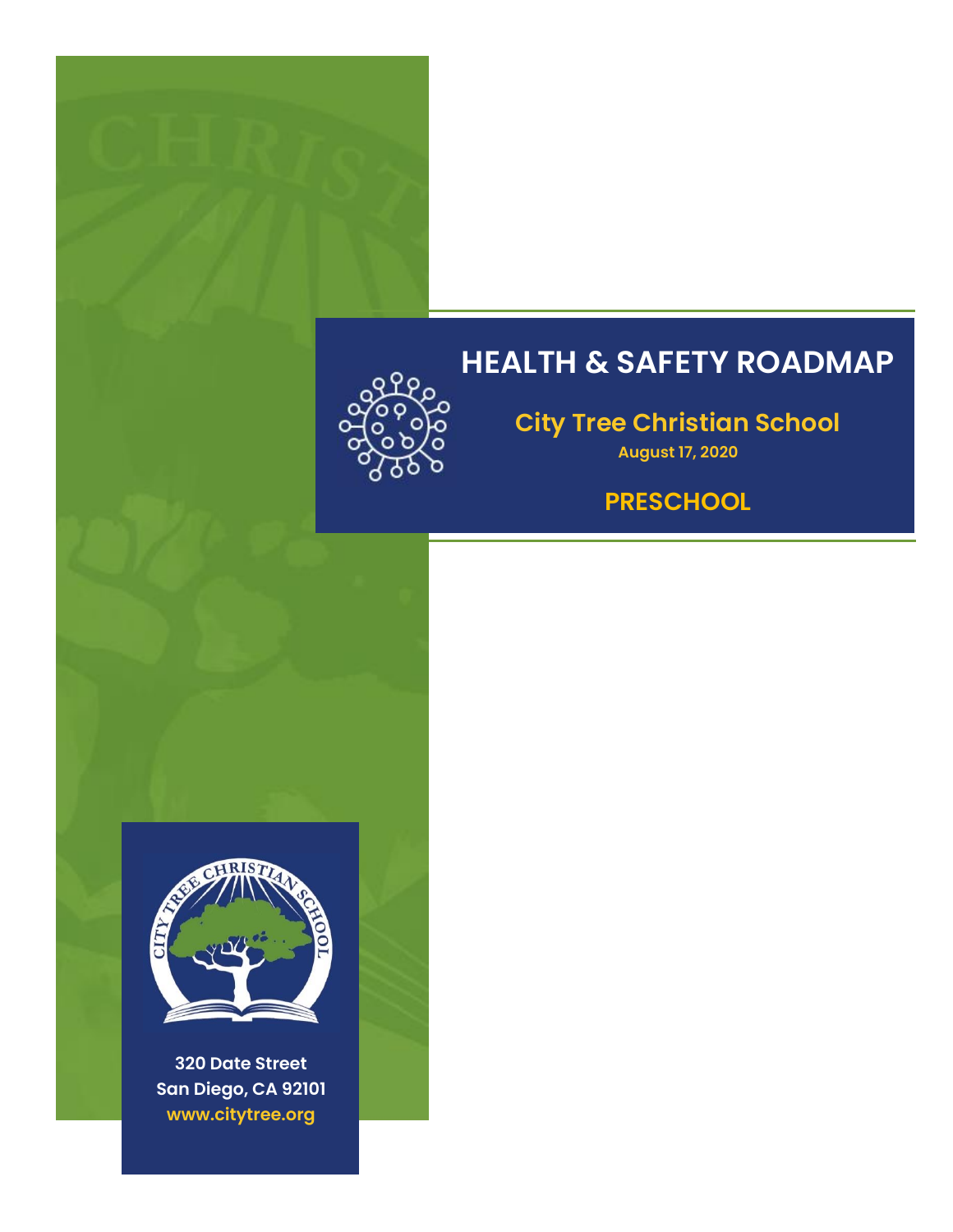# HEALTH & SAFETY ROADMAP

## City Tree Christian School

**August 17, 2020**

## PRESCHOOL

320 Date Street
San Diego, CA 92101
www.citytree.org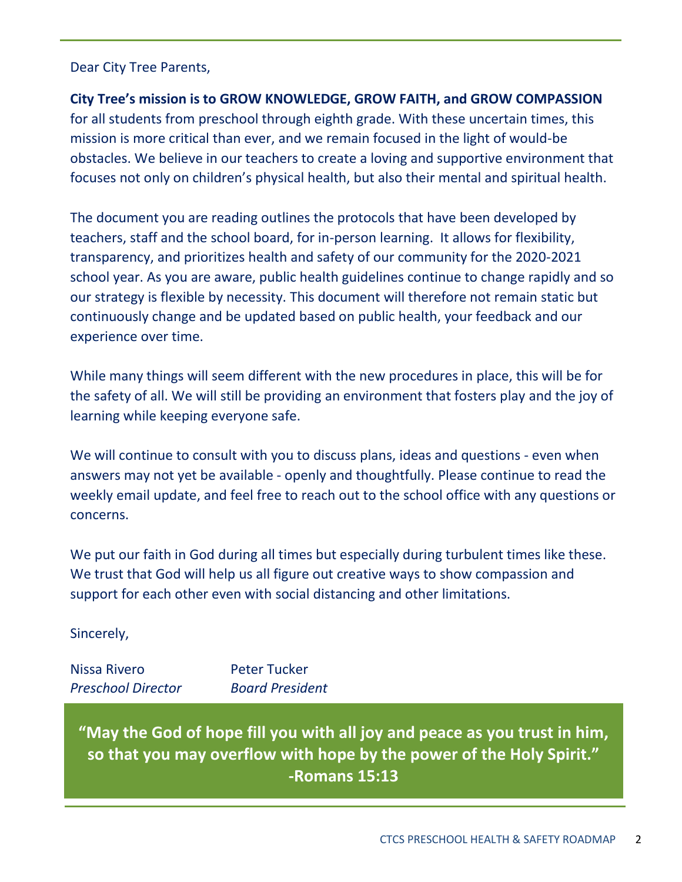Dear City Tree Parents,

**City Tree's mission is to GROW KNOWLEDGE, GROW FAITH, and GROW COMPASSION** for all students from preschool through eighth grade. With these uncertain times, this mission is more critical than ever, and we remain focused in the light of would-be obstacles. We believe in our teachers to create a loving and supportive environment that focuses not only on children's physical health, but also their mental and spiritual health.

The document you are reading outlines the protocols that have been developed by teachers, staff and the school board, for in-person learning. It allows for flexibility, transparency, and prioritizes health and safety of our community for the 2020-2021 school year. As you are aware, public health guidelines continue to change rapidly and so our strategy is flexible by necessity. This document will therefore not remain static but continuously change and be updated based on public health, your feedback and our experience over time.

While many things will seem different with the new procedures in place, this will be for the safety of all. We will still be providing an environment that fosters play and the joy of learning while keeping everyone safe.

We will continue to consult with you to discuss plans, ideas and questions - even when answers may not yet be available - openly and thoughtfully. Please continue to read the weekly email update, and feel free to reach out to the school office with any questions or concerns.

We put our faith in God during all times but especially during turbulent times like these. We trust that God will help us all figure out creative ways to show compassion and support for each other even with social distancing and other limitations.

Sincerely,

Nissa Rivero
*Preschool Director*

Peter Tucker
*Board President*

**"May the God of hope fill you with all joy and peace as you trust in him, so that you may overflow with hope by the power of the Holy Spirit."**
**-Romans 15:13**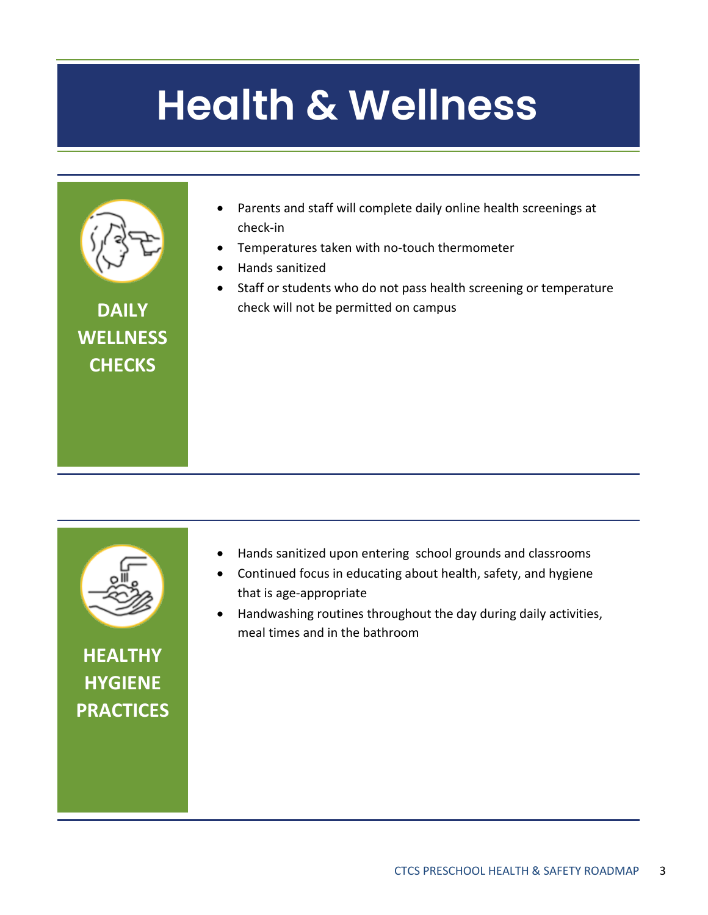# Health & Wellness

## DAILY WELLNESS CHECKS

- Parents and staff will complete daily online health screenings at check-in
- Temperatures taken with no-touch thermometer
- Hands sanitized
- Staff or students who do not pass health screening or temperature check will not be permitted on campus

## HEALTHY HYGIENE PRACTICES

- Hands sanitized upon entering school grounds and classrooms
- Continued focus in educating about health, safety, and hygiene that is age-appropriate
- Handwashing routines throughout the day during daily activities, meal times and in the bathroom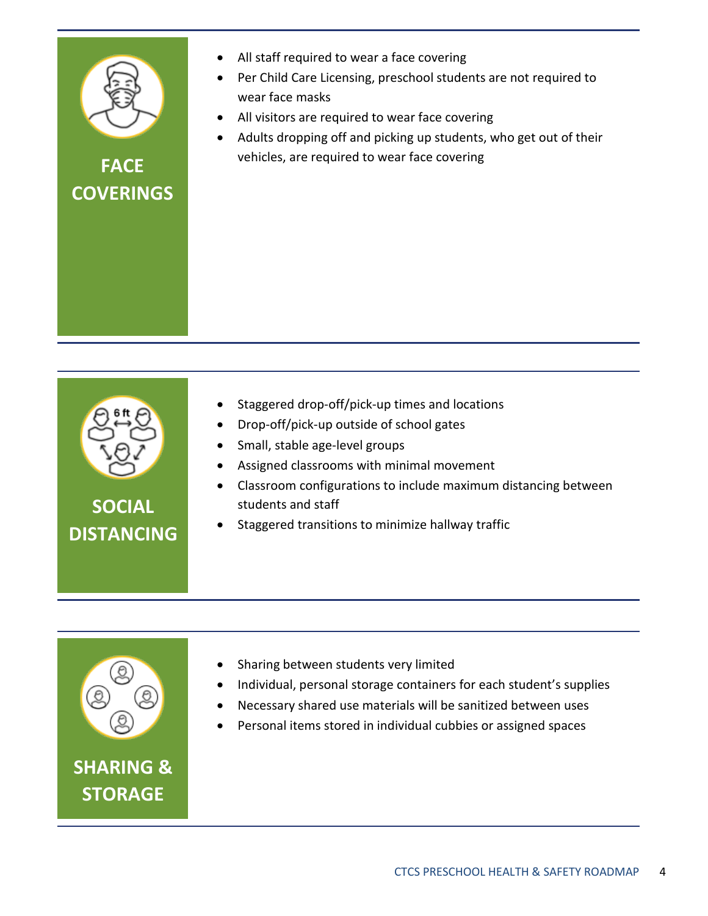## FACE COVERINGS

- All staff required to wear a face covering
- Per Child Care Licensing, preschool students are not required to wear face masks
- All visitors are required to wear face covering
- Adults dropping off and picking up students, who get out of their vehicles, are required to wear face covering

## SOCIAL DISTANCING

- Staggered drop-off/pick-up times and locations
- Drop-off/pick-up outside of school gates
- Small, stable age-level groups
- Assigned classrooms with minimal movement
- Classroom configurations to include maximum distancing between students and staff
- Staggered transitions to minimize hallway traffic

## SHARING & STORAGE

- Sharing between students very limited
- Individual, personal storage containers for each student's supplies
- Necessary shared use materials will be sanitized between uses
- Personal items stored in individual cubbies or assigned spaces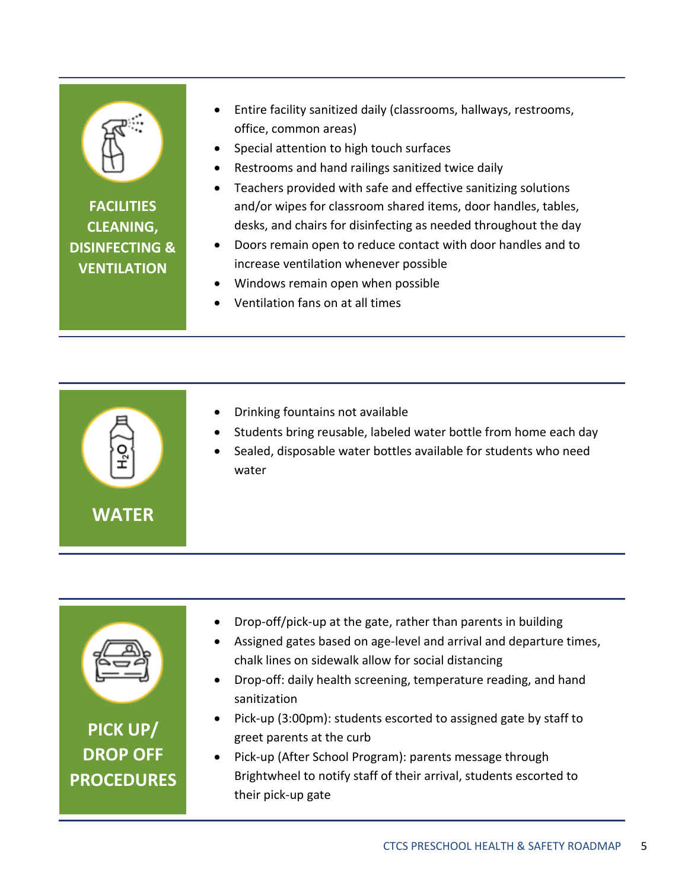## FACILITIES CLEANING, DISINFECTING & VENTILATION

- Entire facility sanitized daily (classrooms, hallways, restrooms, office, common areas)
- Special attention to high touch surfaces
- Restrooms and hand railings sanitized twice daily
- Teachers provided with safe and effective sanitizing solutions and/or wipes for classroom shared items, door handles, tables, desks, and chairs for disinfecting as needed throughout the day
- Doors remain open to reduce contact with door handles and to increase ventilation whenever possible
- Windows remain open when possible
- Ventilation fans on at all times

## WATER

- Drinking fountains not available
- Students bring reusable, labeled water bottle from home each day
- Sealed, disposable water bottles available for students who need water

## PICK UP/ DROP OFF PROCEDURES

- Drop-off/pick-up at the gate, rather than parents in building
- Assigned gates based on age-level and arrival and departure times, chalk lines on sidewalk allow for social distancing
- Drop-off: daily health screening, temperature reading, and hand sanitization
- Pick-up (3:00pm): students escorted to assigned gate by staff to greet parents at the curb
- Pick-up (After School Program): parents message through Brightwheel to notify staff of their arrival, students escorted to their pick-up gate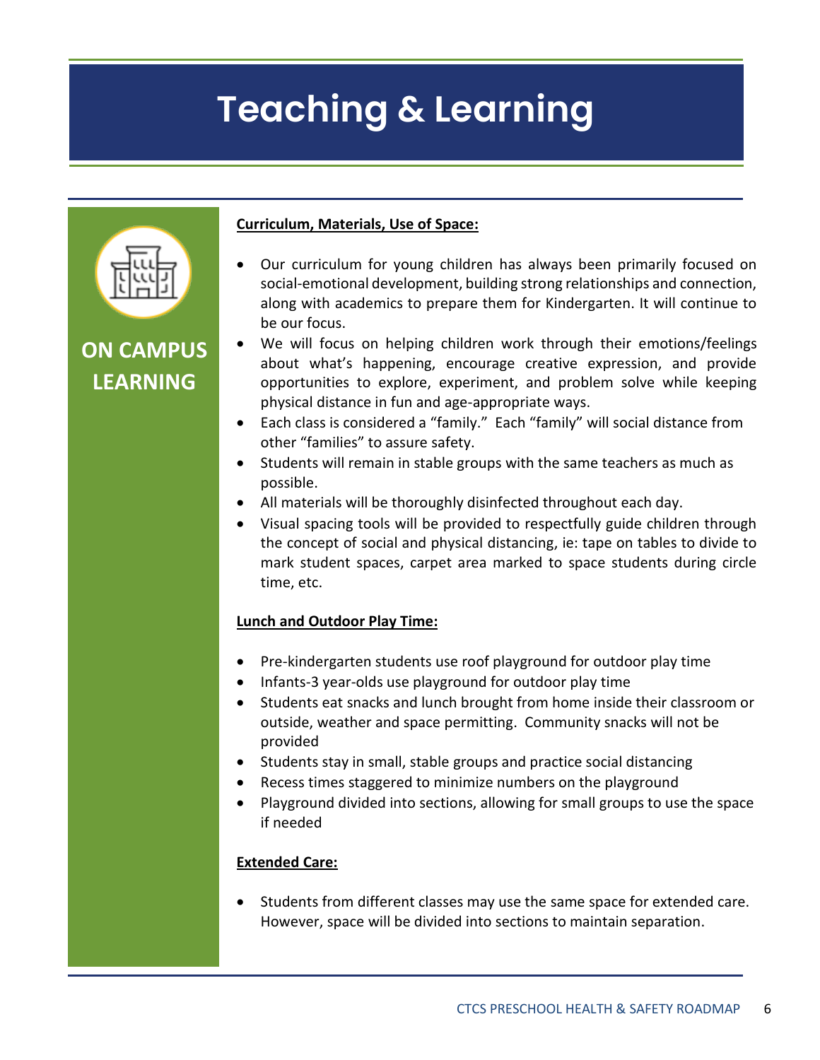# Teaching & Learning

## ON CAMPUS LEARNING

**Curriculum, Materials, Use of Space:**

- Our curriculum for young children has always been primarily focused on social-emotional development, building strong relationships and connection, along with academics to prepare them for Kindergarten. It will continue to be our focus.
- We will focus on helping children work through their emotions/feelings about what's happening, encourage creative expression, and provide opportunities to explore, experiment, and problem solve while keeping physical distance in fun and age-appropriate ways.
- Each class is considered a "family." Each "family" will social distance from other "families" to assure safety.
- Students will remain in stable groups with the same teachers as much as possible.
- All materials will be thoroughly disinfected throughout each day.
- Visual spacing tools will be provided to respectfully guide children through the concept of social and physical distancing, ie: tape on tables to divide to mark student spaces, carpet area marked to space students during circle time, etc.

**Lunch and Outdoor Play Time:**

- Pre-kindergarten students use roof playground for outdoor play time
- Infants-3 year-olds use playground for outdoor play time
- Students eat snacks and lunch brought from home inside their classroom or outside, weather and space permitting. Community snacks will not be provided
- Students stay in small, stable groups and practice social distancing
- Recess times staggered to minimize numbers on the playground
- Playground divided into sections, allowing for small groups to use the space if needed

**Extended Care:**

- Students from different classes may use the same space for extended care. However, space will be divided into sections to maintain separation.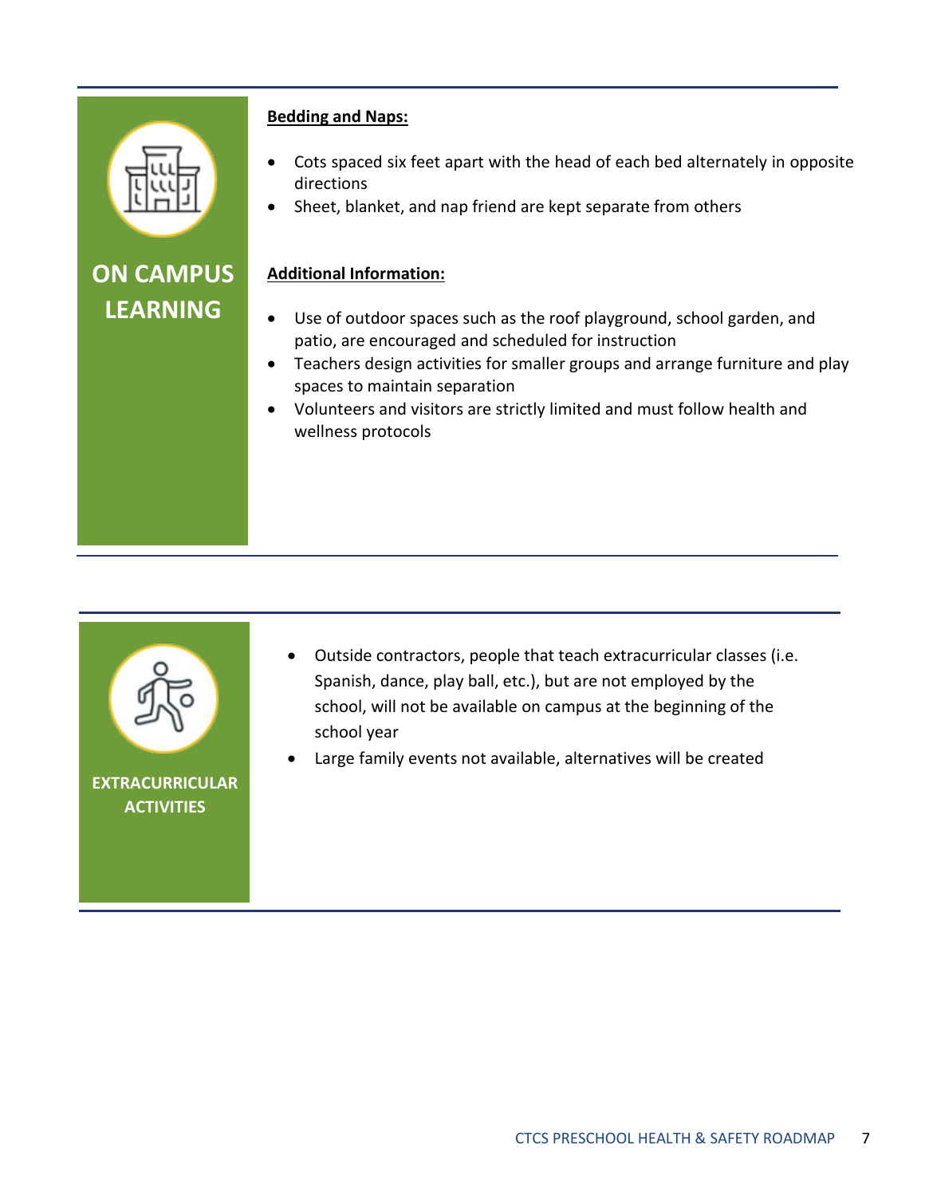## ON CAMPUS LEARNING

**Bedding and Naps:**

- Cots spaced six feet apart with the head of each bed alternately in opposite directions
- Sheet, blanket, and nap friend are kept separate from others

**Additional Information:**

- Use of outdoor spaces such as the roof playground, school garden, and patio, are encouraged and scheduled for instruction
- Teachers design activities for smaller groups and arrange furniture and play spaces to maintain separation
- Volunteers and visitors are strictly limited and must follow health and wellness protocols

## EXTRACURRICULAR ACTIVITIES

- Outside contractors, people that teach extracurricular classes (i.e. Spanish, dance, play ball, etc.), but are not employed by the school, will not be available on campus at the beginning of the school year
- Large family events not available, alternatives will be created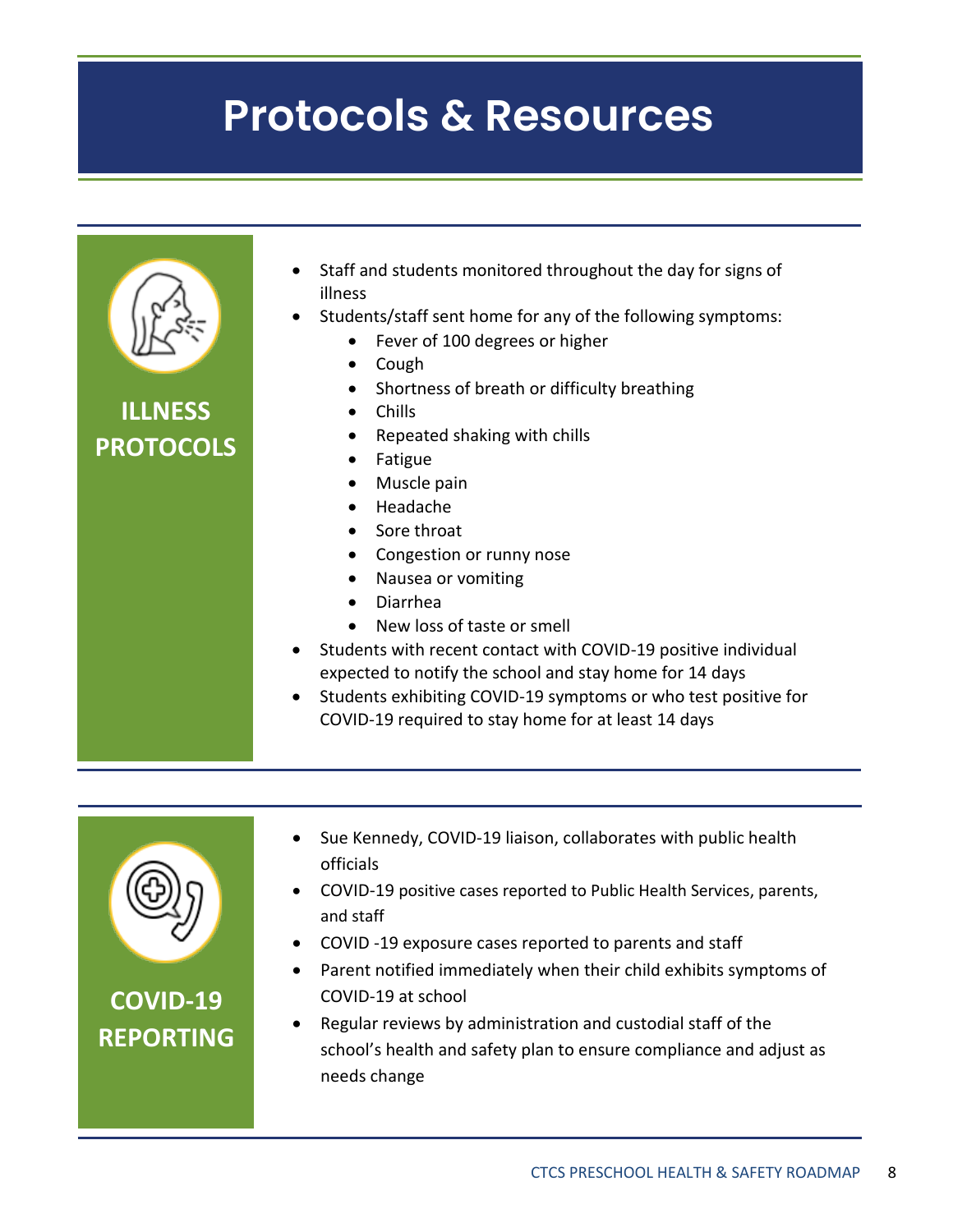# Protocols & Resources

## ILLNESS PROTOCOLS

- Staff and students monitored throughout the day for signs of illness
- Students/staff sent home for any of the following symptoms:
  - Fever of 100 degrees or higher
  - Cough
  - Shortness of breath or difficulty breathing
  - Chills
  - Repeated shaking with chills
  - Fatigue
  - Muscle pain
  - Headache
  - Sore throat
  - Congestion or runny nose
  - Nausea or vomiting
  - Diarrhea
  - New loss of taste or smell
- Students with recent contact with COVID-19 positive individual expected to notify the school and stay home for 14 days
- Students exhibiting COVID-19 symptoms or who test positive for COVID-19 required to stay home for at least 14 days

## COVID-19 REPORTING

- Sue Kennedy, COVID-19 liaison, collaborates with public health officials
- COVID-19 positive cases reported to Public Health Services, parents, and staff
- COVID -19 exposure cases reported to parents and staff
- Parent notified immediately when their child exhibits symptoms of COVID-19 at school
- Regular reviews by administration and custodial staff of the school's health and safety plan to ensure compliance and adjust as needs change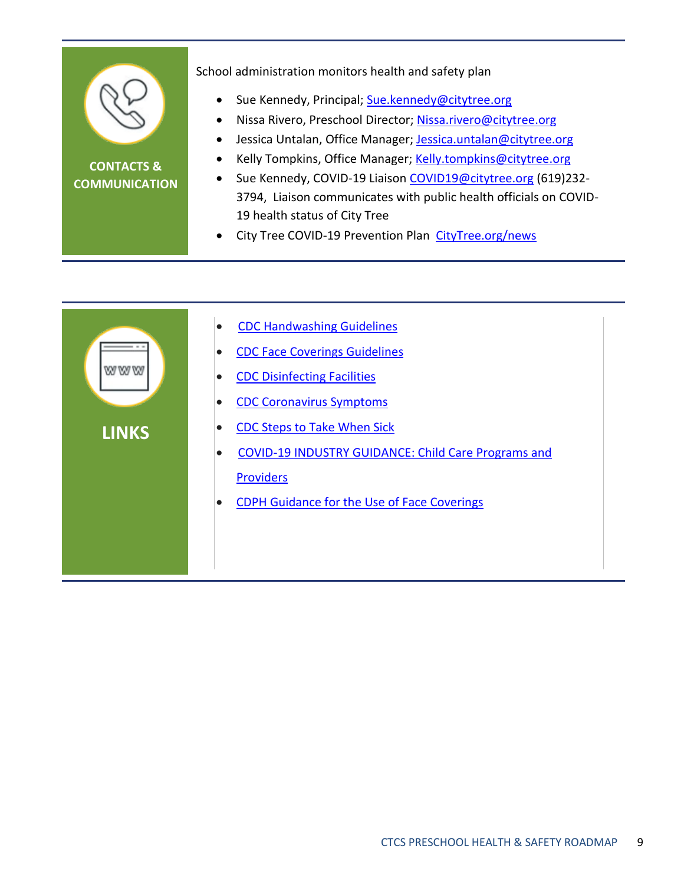## CONTACTS & COMMUNICATION

School administration monitors health and safety plan

- Sue Kennedy, Principal; Sue.kennedy@citytree.org
- Nissa Rivero, Preschool Director; Nissa.rivero@citytree.org
- Jessica Untalan, Office Manager; Jessica.untalan@citytree.org
- Kelly Tompkins, Office Manager; Kelly.tompkins@citytree.org
- Sue Kennedy, COVID-19 Liaison COVID19@citytree.org (619)232-3794, Liaison communicates with public health officials on COVID-19 health status of City Tree
- City Tree COVID-19 Prevention Plan CityTree.org/news

## LINKS

- CDC Handwashing Guidelines
- CDC Face Coverings Guidelines
- CDC Disinfecting Facilities
- CDC Coronavirus Symptoms
- CDC Steps to Take When Sick
- COVID-19 INDUSTRY GUIDANCE: Child Care Programs and Providers
- CDPH Guidance for the Use of Face Coverings